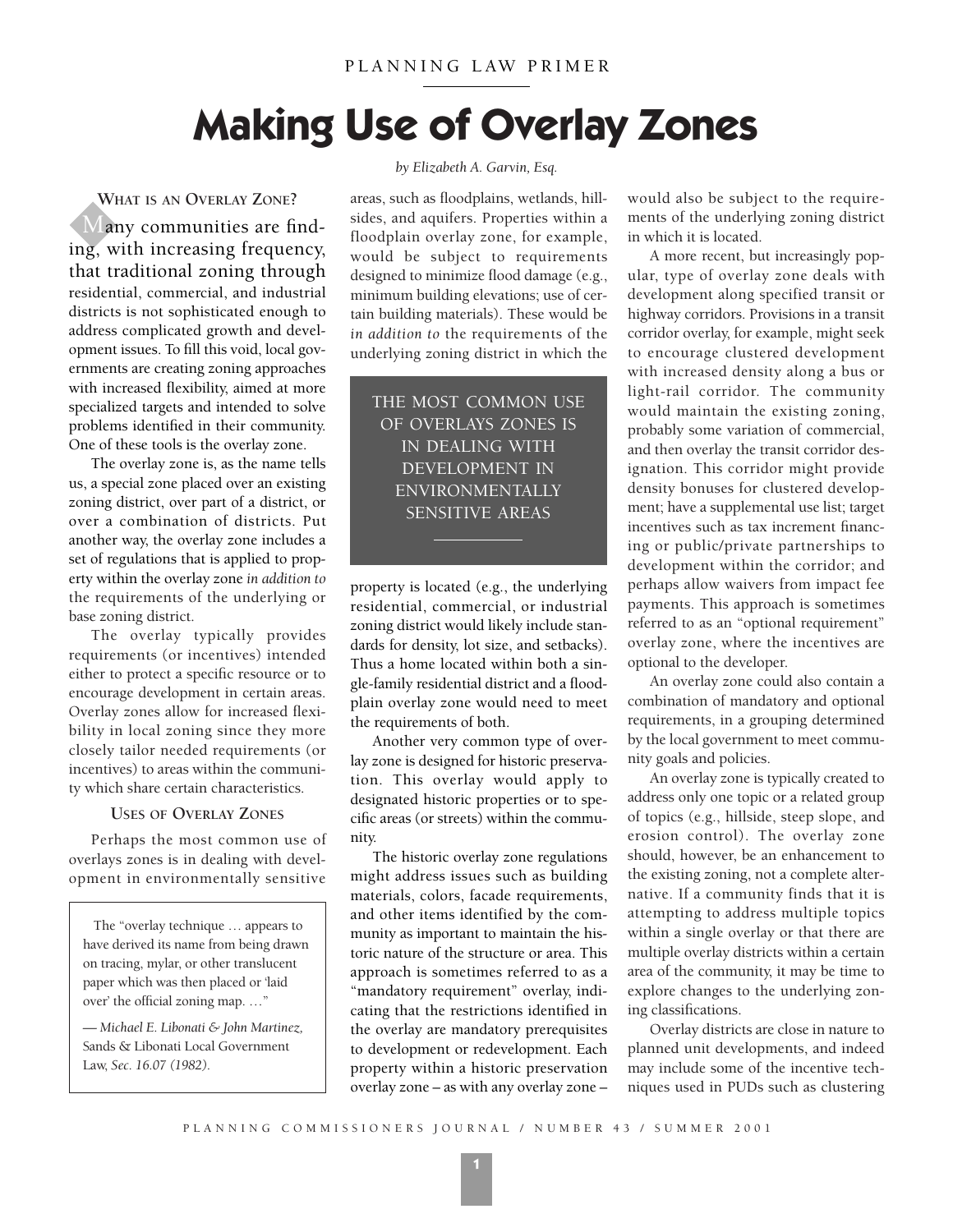PLANNING LAW PRIMER

# Making Use of Overlay Zones

*by Elizabeth A. Garvin, Esq.*

## What is an Overlay Zone?

Many communities are finding, with increasing frequency, that traditional zoning through residential, commercial, and industrial districts is not sophisticated enough to address complicated growth and development issues. To fill this void, local governments are creating zoning approaches with increased flexibility, aimed at more specialized targets and intended to solve problems identified in their community. One of these tools is the overlay zone.

The overlay zone is, as the name tells us, a special zone placed over an existing zoning district, over part of a district, or over a combination of districts. Put another way, the overlay zone includes a set of regulations that is applied to property within the overlay zone *in addition to* the requirements of the underlying or base zoning district.

The overlay typically provides requirements (or incentives) intended either to protect a specific resource or to encourage development in certain areas. Overlay zones allow for increased flexibility in local zoning since they more closely tailor needed requirements (or incentives) to areas within the community which share certain characteristics.

## Uses of Overlay Zones

Perhaps the most common use of overlays zones is in dealing with development in environmentally sensitive areas, such as floodplains, wetlands, hillsides, and aquifers. Properties within a floodplain overlay zone, for example, would be subject to requirements designed to minimize flood damage (e.g., minimum building elevations; use of certain building materials). These would be *in addition to* the requirements of the underlying zoning district in which the property is located (e.g., the underlying residential, commercial, or industrial zoning district would likely include standards for density, lot size, and setbacks). Thus a home located within both a single-family residential district and a floodplain overlay zone would need to meet the requirements of both.

> The "overlay technique … appears to have derived its name from being drawn on tracing, mylar, or other translucent paper which was then placed or 'laid over' the official zoning map. …"
>
> — *Michael E. Libonati & John Martinez,* Sands & Libonati Local Government Law, *Sec. 16.07 (1982).*

> THE MOST COMMON USE OF OVERLAYS ZONES IS IN DEALING WITH DEVELOPMENT IN ENVIRONMENTALLY SENSITIVE AREAS

Another very common type of overlay zone is designed for historic preservation. This overlay would apply to designated historic properties or to specific areas (or streets) within the community.

The historic overlay zone regulations might address issues such as building materials, colors, facade requirements, and other items identified by the community as important to maintain the historic nature of the structure or area. This approach is sometimes referred to as a "mandatory requirement" overlay, indicating that the restrictions identified in the overlay are mandatory prerequisites to development or redevelopment. Each property within a historic preservation overlay zone – as with any overlay zone – would also be subject to the requirements of the underlying zoning district in which it is located.

A more recent, but increasingly popular, type of overlay zone deals with development along specified transit or highway corridors. Provisions in a transit corridor overlay, for example, might seek to encourage clustered development with increased density along a bus or light-rail corridor. The community would maintain the existing zoning, probably some variation of commercial, and then overlay the transit corridor designation. This corridor might provide density bonuses for clustered development; have a supplemental use list; target incentives such as tax increment financing or public/private partnerships to development within the corridor; and perhaps allow waivers from impact fee payments. This approach is sometimes referred to as an "optional requirement" overlay zone, where the incentives are optional to the developer.

An overlay zone could also contain a combination of mandatory and optional requirements, in a grouping determined by the local government to meet community goals and policies.

An overlay zone is typically created to address only one topic or a related group of topics (e.g., hillside, steep slope, and erosion control). The overlay zone should, however, be an enhancement to the existing zoning, not a complete alternative. If a community finds that it is attempting to address multiple topics within a single overlay or that there are multiple overlay districts within a certain area of the community, it may be time to explore changes to the underlying zoning classifications.

Overlay districts are close in nature to planned unit developments, and indeed may include some of the incentive techniques used in PUDs such as clustering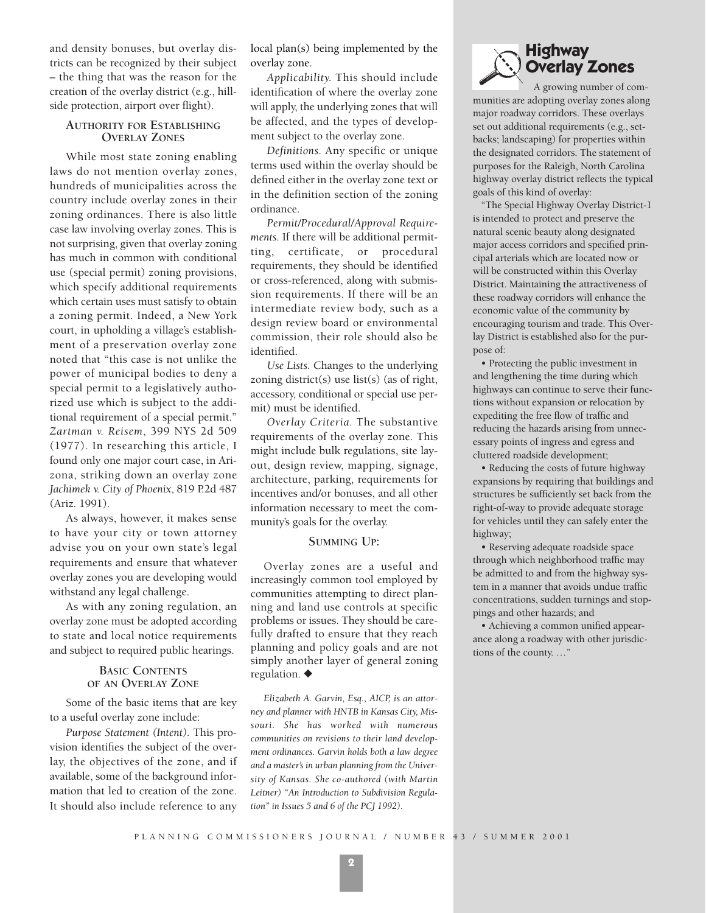and density bonuses, but overlay districts can be recognized by their subject – the thing that was the reason for the creation of the overlay district (e.g., hillside protection, airport over flight).

### Authority for Establishing Overlay Zones

While most state zoning enabling laws do not mention overlay zones, hundreds of municipalities across the country include overlay zones in their zoning ordinances. There is also little case law involving overlay zones. This is not surprising, given that overlay zoning has much in common with conditional use (special permit) zoning provisions, which specify additional requirements which certain uses must satisfy to obtain a zoning permit. Indeed, a New York court, in upholding a village's establishment of a preservation overlay zone noted that "this case is not unlike the power of municipal bodies to deny a special permit to a legislatively authorized use which is subject to the additional requirement of a special permit." *Zartman v. Reisem*, 399 NYS 2d 509 (1977). In researching this article, I found only one major court case, in Arizona, striking down an overlay zone *Jachimek v. City of Phoenix*, 819 P.2d 487 (Ariz. 1991).

As always, however, it makes sense to have your city or town attorney advise you on your own state's legal requirements and ensure that whatever overlay zones you are developing would withstand any legal challenge.

As with any zoning regulation, an overlay zone must be adopted according to state and local notice requirements and subject to required public hearings.

### Basic Contents of an Overlay Zone

Some of the basic items that are key to a useful overlay zone include:

*Purpose Statement (Intent).* This provision identifies the subject of the overlay, the objectives of the zone, and if available, some of the background information that led to creation of the zone. It should also include reference to any local plan(s) being implemented by the overlay zone.

*Applicability.* This should include identification of where the overlay zone will apply, the underlying zones that will be affected, and the types of development subject to the overlay zone.

*Definitions.* Any specific or unique terms used within the overlay should be defined either in the overlay zone text or in the definition section of the zoning ordinance.

*Permit/Procedural/Approval Requirements.* If there will be additional permitting, certificate, or procedural requirements, they should be identified or cross-referenced, along with submission requirements. If there will be an intermediate review body, such as a design review board or environmental commission, their role should also be identified.

*Use Lists.* Changes to the underlying zoning district(s) use list(s) (as of right, accessory, conditional or special use permit) must be identified.

*Overlay Criteria.* The substantive requirements of the overlay zone. This might include bulk regulations, site layout, design review, mapping, signage, architecture, parking, requirements for incentives and/or bonuses, and all other information necessary to meet the community's goals for the overlay.

### Summing Up:

Overlay zones are a useful and increasingly common tool employed by communities attempting to direct planning and land use controls at specific problems or issues. They should be carefully drafted to ensure that they reach planning and policy goals and are not simply another layer of general zoning regulation. ◆

*Elizabeth A. Garvin, Esq., AICP, is an attorney and planner with HNTB in Kansas City, Missouri. She has worked with numerous communities on revisions to their land development ordinances. Garvin holds both a law degree and a master's in urban planning from the University of Kansas. She co-authored (with Martin Leitner) "An Introduction to Subdivision Regulation" in Issues 5 and 6 of the PCJ 1992).*

## Highway Overlay Zones

A growing number of communities are adopting overlay zones along major roadway corridors. These overlays set out additional requirements (e.g., setbacks; landscaping) for properties within the designated corridors. The statement of purposes for the Raleigh, North Carolina highway overlay district reflects the typical goals of this kind of overlay:

"The Special Highway Overlay District-1 is intended to protect and preserve the natural scenic beauty along designated major access corridors and specified principal arterials which are located now or will be constructed within this Overlay District. Maintaining the attractiveness of these roadway corridors will enhance the economic value of the community by encouraging tourism and trade. This Overlay District is established also for the purpose of:

- Protecting the public investment in and lengthening the time during which highways can continue to serve their functions without expansion or relocation by expediting the free flow of traffic and reducing the hazards arising from unnecessary points of ingress and egress and cluttered roadside development;
- Reducing the costs of future highway expansions by requiring that buildings and structures be sufficiently set back from the right-of-way to provide adequate storage for vehicles until they can safely enter the highway;
- Reserving adequate roadside space through which neighborhood traffic may be admitted to and from the highway system in a manner that avoids undue traffic concentrations, sudden turnings and stoppings and other hazards; and
- Achieving a common unified appearance along a roadway with other jurisdictions of the county. …"